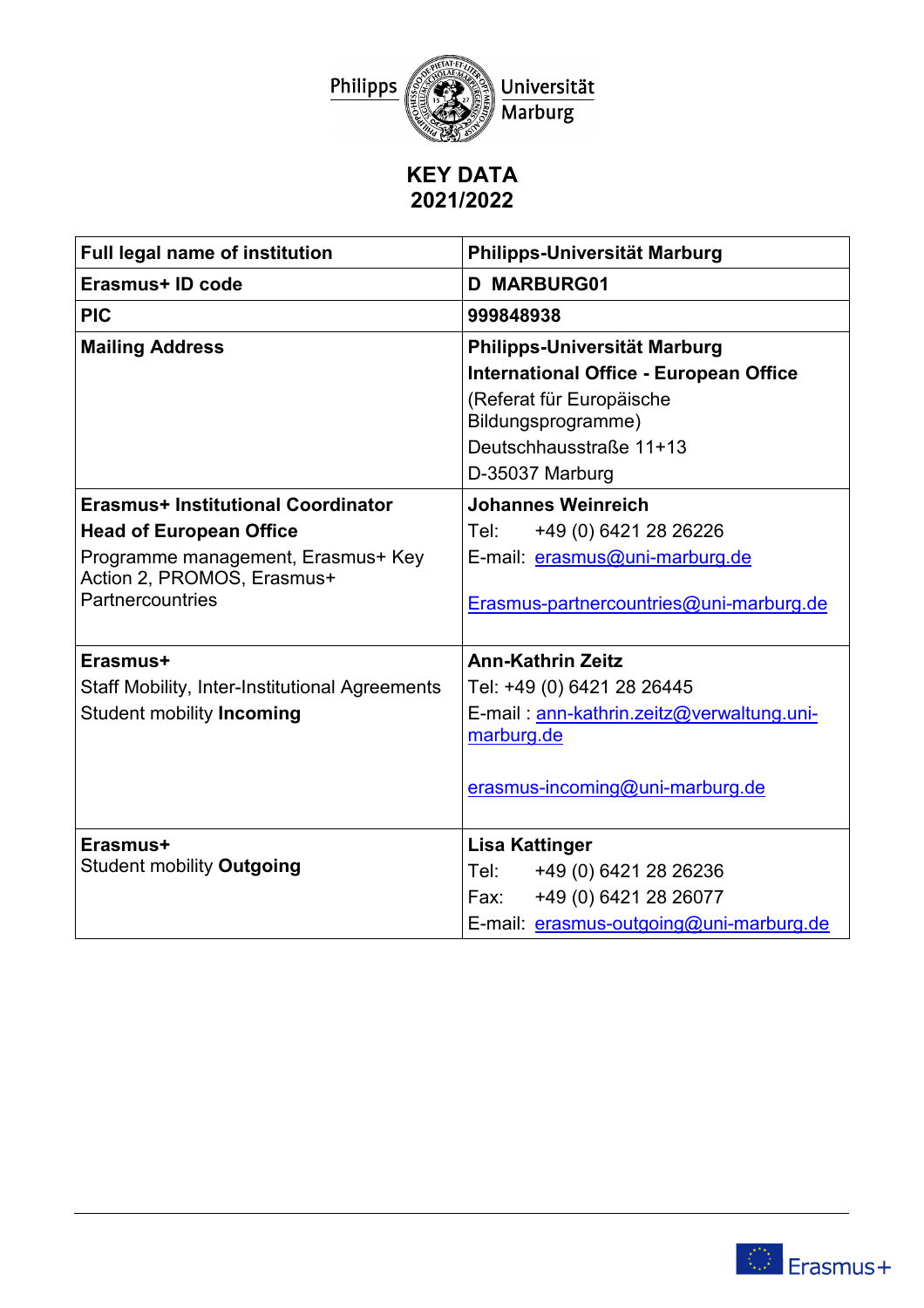# KEY DATA
# 2021/2022

| Full legal name of institution | Philipps-Universität Marburg |
|---|---|
| **Erasmus+ ID code** | **D MARBURG01** |
| **PIC** | **999848938** |
| **Mailing Address** | **Philipps-Universität Marburg**<br>**International Office - European Office**<br>(Referat für Europäische Bildungsprogramme)<br>Deutschhausstraße 11+13<br>D-35037 Marburg |
| **Erasmus+ Institutional Coordinator**<br>**Head of European Office**<br>Programme management, Erasmus+ Key Action 2, PROMOS, Erasmus+ Partnercountries | **Johannes Weinreich**<br>Tel: +49 (0) 6421 28 26226<br>E-mail: erasmus@uni-marburg.de<br><br>Erasmus-partnercountries@uni-marburg.de |
| **Erasmus+**<br>Staff Mobility, Inter-Institutional Agreements<br>Student mobility **Incoming** | **Ann-Kathrin Zeitz**<br>Tel: +49 (0) 6421 28 26445<br>E-mail : ann-kathrin.zeitz@verwaltung.uni-marburg.de<br><br>erasmus-incoming@uni-marburg.de |
| **Erasmus+**<br>Student mobility **Outgoing** | **Lisa Kattinger**<br>Tel: +49 (0) 6421 28 26236<br>Fax: +49 (0) 6421 28 26077<br>E-mail: erasmus-outgoing@uni-marburg.de |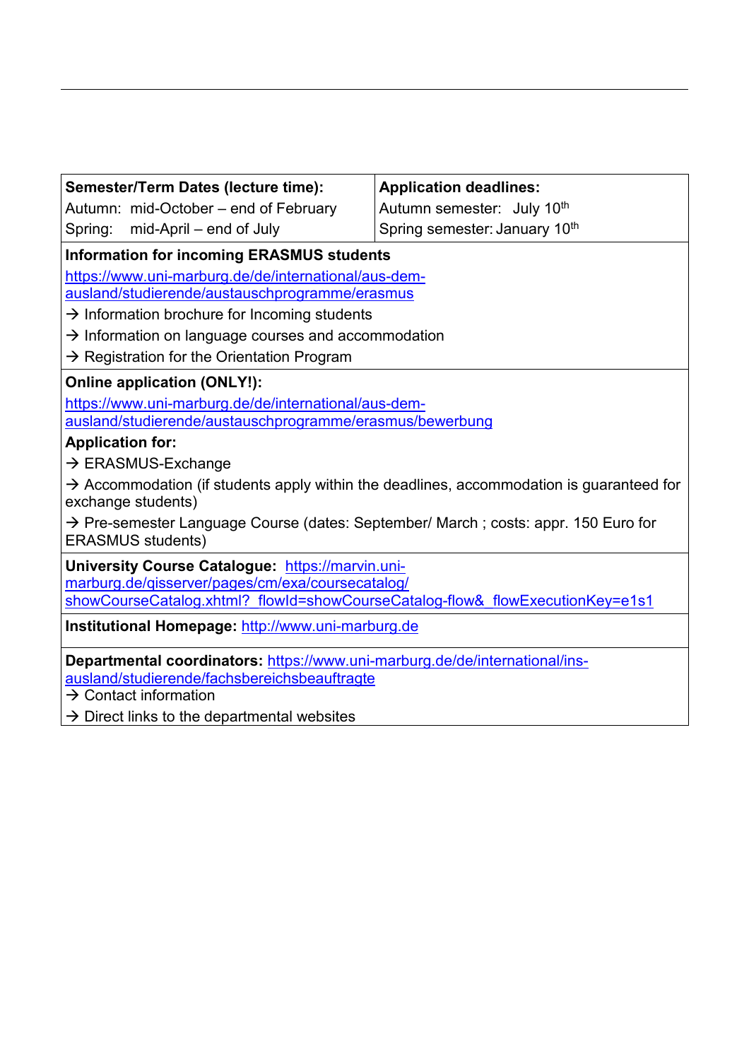| **Semester/Term Dates (lecture time):** | **Application deadlines:** |
| --- | --- |
| Autumn: mid-October – end of February | Autumn semester: July 10th |
| Spring: mid-April – end of July | Spring semester: January 10th |

**Information for incoming ERASMUS students**

https://www.uni-marburg.de/de/international/aus-dem-ausland/studierende/austauschprogramme/erasmus

→ Information brochure for Incoming students

→ Information on language courses and accommodation

→ Registration for the Orientation Program

**Online application (ONLY!):**

https://www.uni-marburg.de/de/international/aus-dem-ausland/studierende/austauschprogramme/erasmus/bewerbung

**Application for:**

→ ERASMUS-Exchange

→ Accommodation (if students apply within the deadlines, accommodation is guaranteed for exchange students)

→ Pre-semester Language Course (dates: September/ March ; costs: appr. 150 Euro for ERASMUS students)

**University Course Catalogue:** https://marvin.uni-marburg.de/qisserver/pages/cm/exa/coursecatalog/showCourseCatalog.xhtml?_flowId=showCourseCatalog-flow&_flowExecutionKey=e1s1

**Institutional Homepage:** http://www.uni-marburg.de

**Departmental coordinators:** https://www.uni-marburg.de/de/international/ins-ausland/studierende/fachbereichsbeauftragte

→ Contact information

→ Direct links to the departmental websites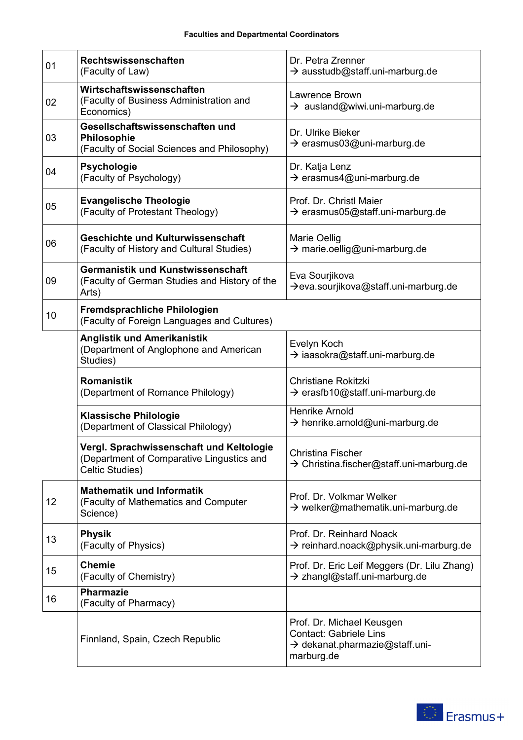**Faculties and Departmental Coordinators**

| | | |
|---|---|---|
| 01 | **Rechtswissenschaften** (Faculty of Law) | Dr. Petra Zrenner → ausstudb@staff.uni-marburg.de |
| 02 | **Wirtschaftswissenschaften** (Faculty of Business Administration and Economics) | Lawrence Brown → ausland@wiwi.uni-marburg.de |
| 03 | **Gesellschaftswissenschaften und Philosophie** (Faculty of Social Sciences and Philosophy) | Dr. Ulrike Bieker → erasmus03@uni-marburg.de |
| 04 | **Psychologie** (Faculty of Psychology) | Dr. Katja Lenz → erasmus4@uni-marburg.de |
| 05 | **Evangelische Theologie** (Faculty of Protestant Theology) | Prof. Dr. Christl Maier → erasmus05@staff.uni-marburg.de |
| 06 | **Geschichte und Kulturwissenschaft** (Faculty of History and Cultural Studies) | Marie Oellig → marie.oellig@uni-marburg.de |
| 09 | **Germanistik und Kunstwissenschaft** (Faculty of German Studies and History of the Arts) | Eva Sourjikova →eva.sourjikova@staff.uni-marburg.de |
| 10 | **Fremdsprachliche Philologien** (Faculty of Foreign Languages and Cultures) | |
| | **Anglistik und Amerikanistik** (Department of Anglophone and American Studies) | Evelyn Koch → iaasokra@staff.uni-marburg.de |
| | **Romanistik** (Department of Romance Philology) | Christiane Rokitzki → erasfb10@staff.uni-marburg.de |
| | **Klassische Philologie** (Department of Classical Philology) | Henrike Arnold → henrike.arnold@uni-marburg.de |
| | **Vergl. Sprachwissenschaft und Keltologie** (Department of Comparative Lingustics and Celtic Studies) | Christina Fischer → Christina.fischer@staff.uni-marburg.de |
| 12 | **Mathematik und Informatik** (Faculty of Mathematics and Computer Science) | Prof. Dr. Volkmar Welker → welker@mathematik.uni-marburg.de |
| 13 | **Physik** (Faculty of Physics) | Prof. Dr. Reinhard Noack → reinhard.noack@physik.uni-marburg.de |
| 15 | **Chemie** (Faculty of Chemistry) | Prof. Dr. Eric Leif Meggers (Dr. Lilu Zhang) → zhangl@staff.uni-marburg.de |
| 16 | **Pharmazie** (Faculty of Pharmacy) | |
| | Finnland, Spain, Czech Republic | Prof. Dr. Michael Keusgen Contact: Gabriele Lins → dekanat.pharmazie@staff.uni-marburg.de |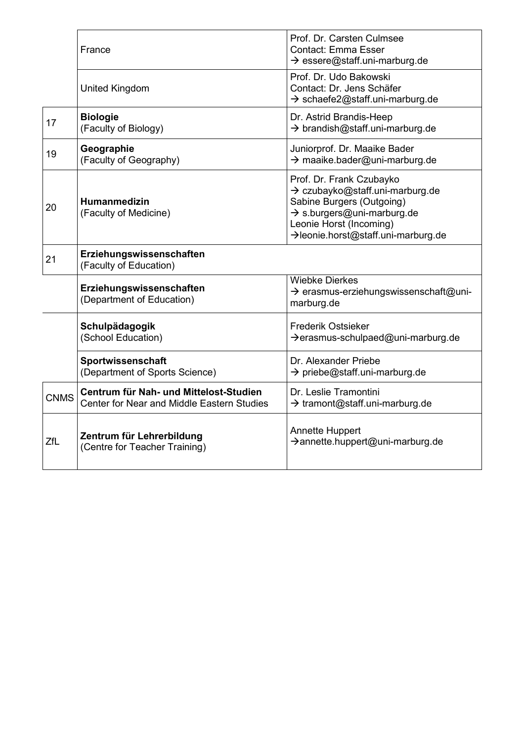| | | |
|---|---|---|
| | France | Prof. Dr. Carsten Culmsee<br>Contact: Emma Esser<br>→ essere@staff.uni-marburg.de |
| | United Kingdom | Prof. Dr. Udo Bakowski<br>Contact: Dr. Jens Schäfer<br>→ schaefe2@staff.uni-marburg.de |
| 17 | **Biologie**<br>(Faculty of Biology) | Dr. Astrid Brandis-Heep<br>→ brandish@staff.uni-marburg.de |
| 19 | **Geographie**<br>(Faculty of Geography) | Juniorprof. Dr. Maaike Bader<br>→ maaike.bader@uni-marburg.de |
| 20 | **Humanmedizin**<br>(Faculty of Medicine) | Prof. Dr. Frank Czubayko<br>→ czubayko@staff.uni-marburg.de<br>Sabine Burgers (Outgoing)<br>→ s.burgers@uni-marburg.de<br>Leonie Horst (Incoming)<br>→leonie.horst@staff.uni-marburg.de |
| 21 | **Erziehungswissenschaften**<br>(Faculty of Education) | |
| | **Erziehungswissenschaften**<br>(Department of Education) | Wiebke Dierkes<br>→ erasmus-erziehungswissenschaft@uni-marburg.de |
| | **Schulpädagogik**<br>(School Education) | Frederik Ostsieker<br>→erasmus-schulpaed@uni-marburg.de |
| | **Sportwissenschaft**<br>(Department of Sports Science) | Dr. Alexander Priebe<br>→ priebe@staff.uni-marburg.de |
| CNMS | **Centrum für Nah- und Mittelost-Studien**<br>Center for Near and Middle Eastern Studies | Dr. Leslie Tramontini<br>→ tramont@staff.uni-marburg.de |
| ZfL | **Zentrum für Lehrerbildung**<br>(Centre for Teacher Training) | Annette Huppert<br>→annette.huppert@uni-marburg.de |